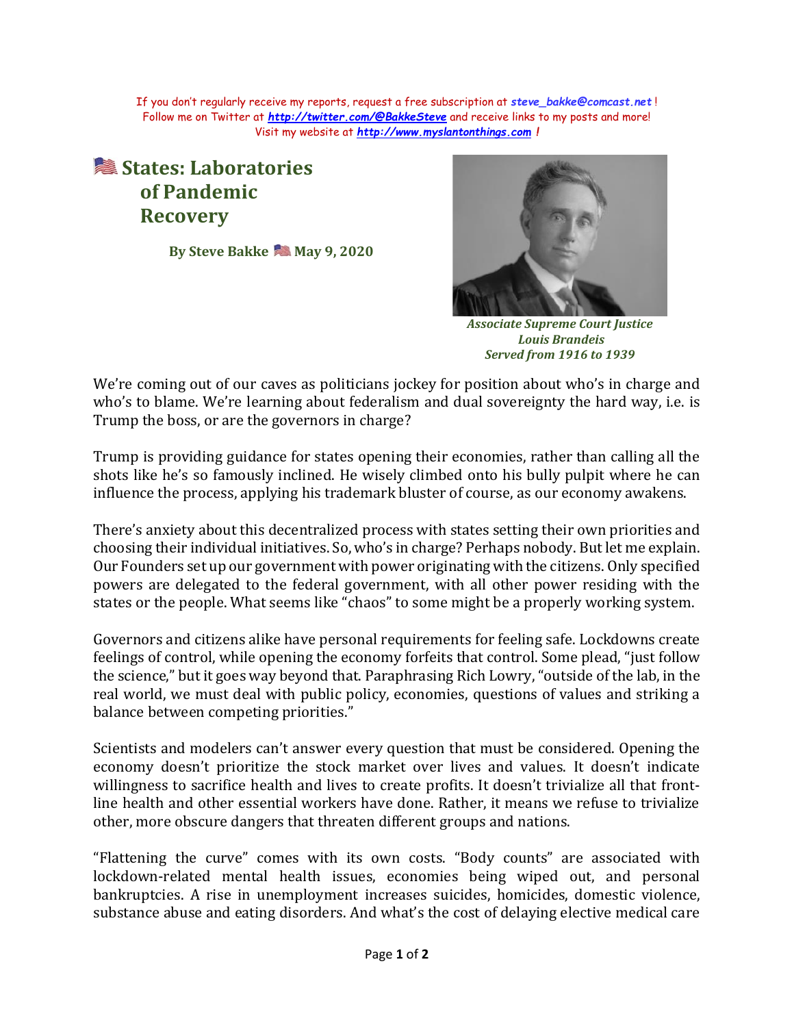If you don't regularly receive my reports, request a free subscription at *steve_bakke@comcast.net* !
Follow me on Twitter at [http://twitter.com/@BakkeSteve](http://twitter.com/@BakkeSteve) and receive links to my posts and more!
Visit my website at [http://www.myslantonthings.com](http://www.myslantonthings.com) !

# States: Laboratories of Pandemic Recovery

**By Steve Bakke May 9, 2020**

*Associate Supreme Court Justice Louis Brandeis Served from 1916 to 1939*

We're coming out of our caves as politicians jockey for position about who's in charge and who's to blame. We're learning about federalism and dual sovereignty the hard way, i.e. is Trump the boss, or are the governors in charge?

Trump is providing guidance for states opening their economies, rather than calling all the shots like he's so famously inclined. He wisely climbed onto his bully pulpit where he can influence the process, applying his trademark bluster of course, as our economy awakens.

There's anxiety about this decentralized process with states setting their own priorities and choosing their individual initiatives. So, who's in charge? Perhaps nobody. But let me explain. Our Founders set up our government with power originating with the citizens. Only specified powers are delegated to the federal government, with all other power residing with the states or the people. What seems like "chaos" to some might be a properly working system.

Governors and citizens alike have personal requirements for feeling safe. Lockdowns create feelings of control, while opening the economy forfeits that control. Some plead, "just follow the science," but it goes way beyond that. Paraphrasing Rich Lowry, "outside of the lab, in the real world, we must deal with public policy, economies, questions of values and striking a balance between competing priorities."

Scientists and modelers can't answer every question that must be considered. Opening the economy doesn't prioritize the stock market over lives and values. It doesn't indicate willingness to sacrifice health and lives to create profits. It doesn't trivialize all that front-line health and other essential workers have done. Rather, it means we refuse to trivialize other, more obscure dangers that threaten different groups and nations.

"Flattening the curve" comes with its own costs. "Body counts" are associated with lockdown-related mental health issues, economies being wiped out, and personal bankruptcies. A rise in unemployment increases suicides, homicides, domestic violence, substance abuse and eating disorders. And what's the cost of delaying elective medical care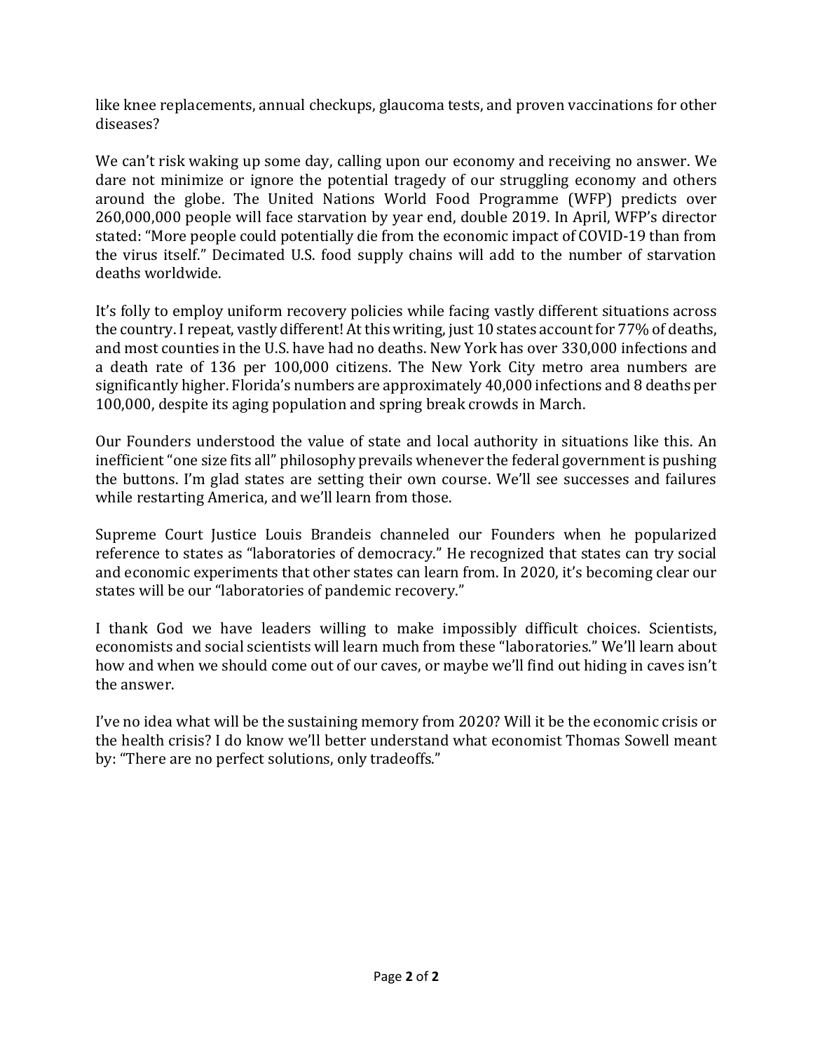like knee replacements, annual checkups, glaucoma tests, and proven vaccinations for other diseases?

We can't risk waking up some day, calling upon our economy and receiving no answer. We dare not minimize or ignore the potential tragedy of our struggling economy and others around the globe. The United Nations World Food Programme (WFP) predicts over 260,000,000 people will face starvation by year end, double 2019. In April, WFP's director stated: "More people could potentially die from the economic impact of COVID-19 than from the virus itself." Decimated U.S. food supply chains will add to the number of starvation deaths worldwide.

It's folly to employ uniform recovery policies while facing vastly different situations across the country. I repeat, vastly different! At this writing, just 10 states account for 77% of deaths, and most counties in the U.S. have had no deaths. New York has over 330,000 infections and a death rate of 136 per 100,000 citizens. The New York City metro area numbers are significantly higher. Florida's numbers are approximately 40,000 infections and 8 deaths per 100,000, despite its aging population and spring break crowds in March.

Our Founders understood the value of state and local authority in situations like this. An inefficient "one size fits all" philosophy prevails whenever the federal government is pushing the buttons. I'm glad states are setting their own course. We'll see successes and failures while restarting America, and we'll learn from those.

Supreme Court Justice Louis Brandeis channeled our Founders when he popularized reference to states as "laboratories of democracy." He recognized that states can try social and economic experiments that other states can learn from. In 2020, it's becoming clear our states will be our "laboratories of pandemic recovery."

I thank God we have leaders willing to make impossibly difficult choices. Scientists, economists and social scientists will learn much from these "laboratories." We'll learn about how and when we should come out of our caves, or maybe we'll find out hiding in caves isn't the answer.

I've no idea what will be the sustaining memory from 2020? Will it be the economic crisis or the health crisis? I do know we'll better understand what economist Thomas Sowell meant by: "There are no perfect solutions, only tradeoffs."